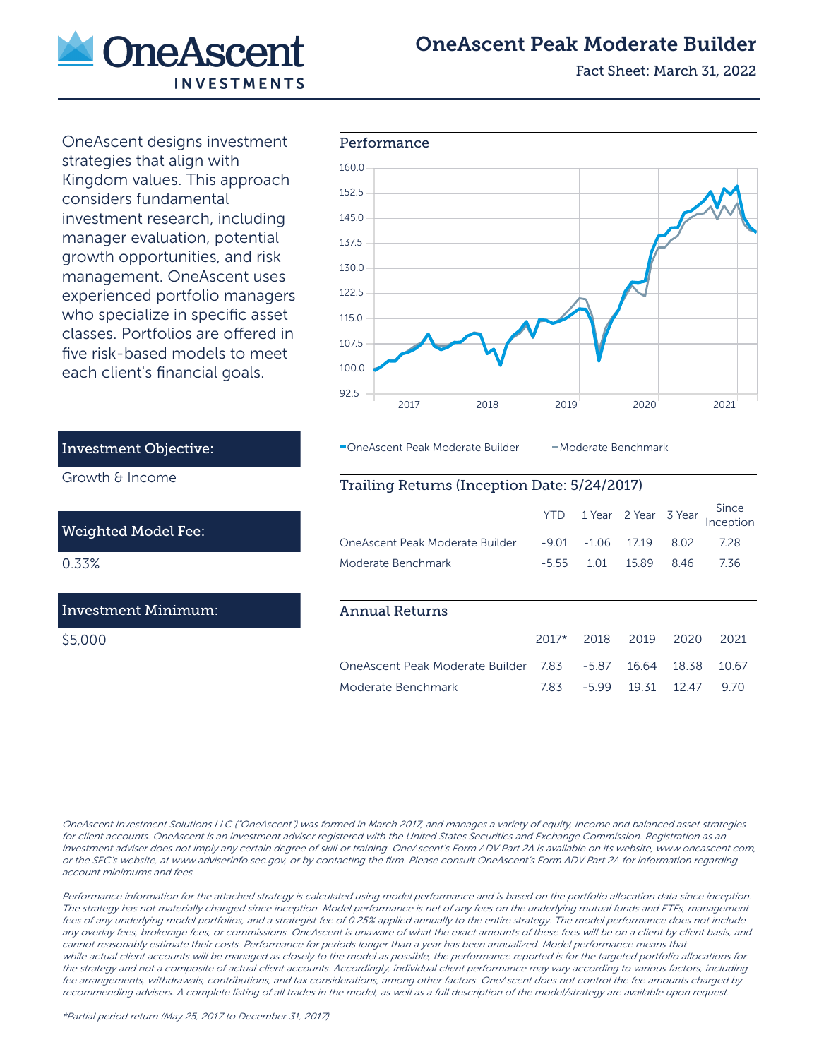# OneAscent Peak Moderate Builder

Fact Sheet: March 31, 2022

OneAscent designs investment strategies that align with Kingdom values. This approach considers fundamental investment research, including manager evaluation, potential growth opportunities, and risk management. OneAscent uses experienced portfolio managers who specialize in specific asset classes. Portfolios are offered in five risk-based models to meet each client's financial goals.

## Performance

OneAscent Peak Moderate Builder — Moderate Benchmark

### Investment Objective:

Growth & Income

### Weighted Model Fee:

0.33%

### Investment Minimum:

$5,000

## Trailing Returns (Inception Date: 5/24/2017)

| | YTD | 1 Year | 2 Year | 3 Year | Since Inception |
|---|---|---|---|---|---|
| OneAscent Peak Moderate Builder | -9.01 | -1.06 | 17.19 | 8.02 | 7.28 |
| Moderate Benchmark | -5.55 | 1.01 | 15.89 | 8.46 | 7.36 |

## Annual Returns

| | 2017* | 2018 | 2019 | 2020 | 2021 |
|---|---|---|---|---|---|
| OneAscent Peak Moderate Builder | 7.83 | -5.87 | 16.64 | 18.38 | 10.67 |
| Moderate Benchmark | 7.83 | -5.99 | 19.31 | 12.47 | 9.70 |

*OneAscent Investment Solutions LLC ("OneAscent") was formed in March 2017, and manages a variety of equity, income and balanced asset strategies for client accounts. OneAscent is an investment adviser registered with the United States Securities and Exchange Commission. Registration as an investment adviser does not imply any certain degree of skill or training. OneAscent's Form ADV Part 2A is available on its website, www.oneascent.com, or the SEC's website, at www.adviserinfo.sec.gov, or by contacting the firm. Please consult OneAscent's Form ADV Part 2A for information regarding account minimums and fees.*

*Performance information for the attached strategy is calculated using model performance and is based on the portfolio allocation data since inception. The strategy has not materially changed since inception. Model performance is net of any fees on the underlying mutual funds and ETFs, management fees of any underlying model portfolios, and a strategist fee of 0.25% applied annually to the entire strategy. The model performance does not include any overlay fees, brokerage fees, or commissions. OneAscent is unaware of what the exact amounts of these fees will be on a client by client basis, and cannot reasonably estimate their costs. Performance for periods longer than a year has been annualized. Model performance means that while actual client accounts will be managed as closely to the model as possible, the performance reported is for the targeted portfolio allocations for the strategy and not a composite of actual client accounts. Accordingly, individual client performance may vary according to various factors, including fee arrangements, withdrawals, contributions, and tax considerations, among other factors. OneAscent does not control the fee amounts charged by recommending advisers. A complete listing of all trades in the model, as well as a full description of the model/strategy are available upon request.*

**Partial period return (May 25, 2017 to December 31, 2017).*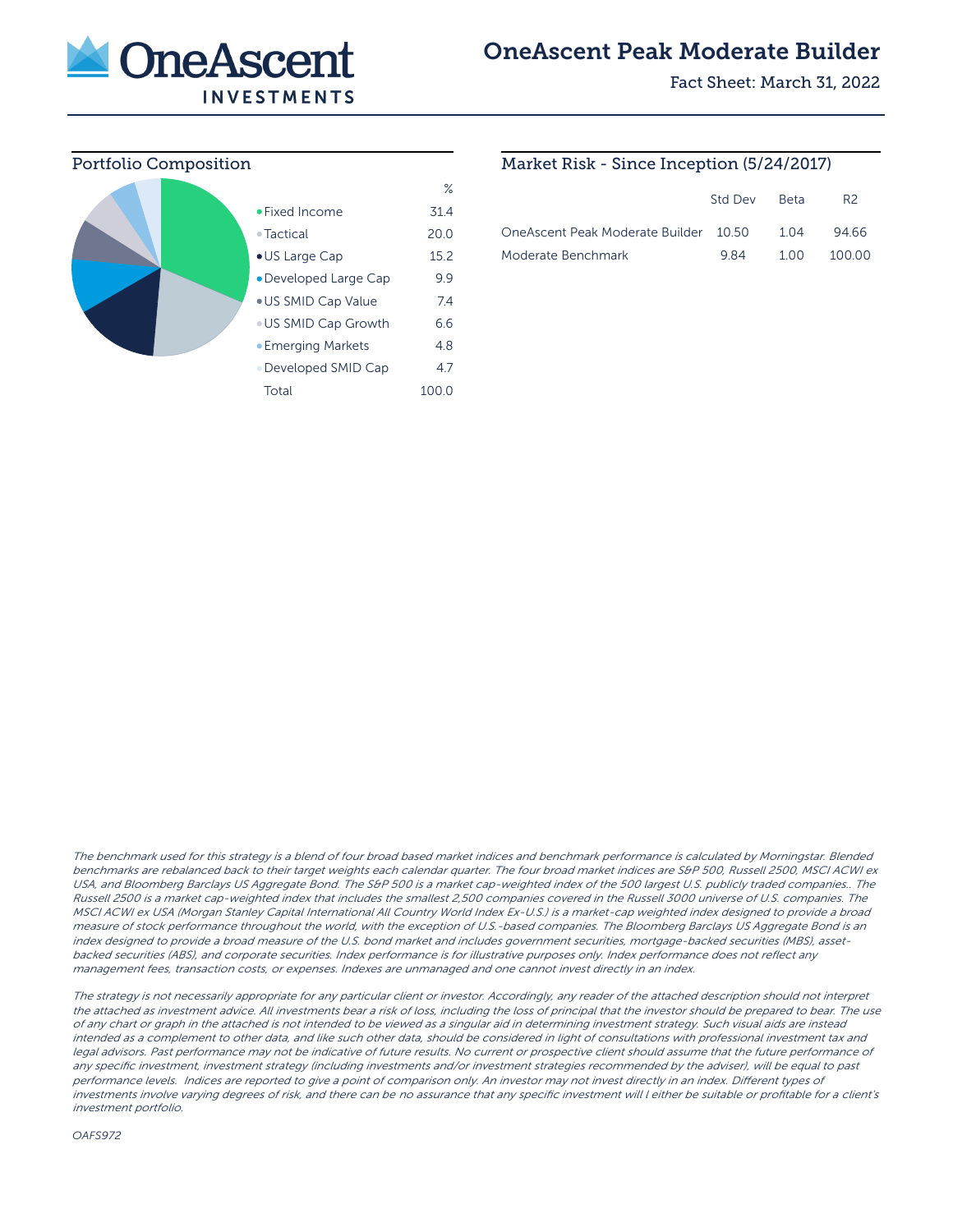# OneAscent Peak Moderate Builder

Fact Sheet: March 31, 2022

## Portfolio Composition

| | % |
|---|---|
| Fixed Income | 31.4 |
| Tactical | 20.0 |
| US Large Cap | 15.2 |
| Developed Large Cap | 9.9 |
| US SMID Cap Value | 7.4 |
| US SMID Cap Growth | 6.6 |
| Emerging Markets | 4.8 |
| Developed SMID Cap | 4.7 |
| Total | 100.0 |

## Market Risk - Since Inception (5/24/2017)

| | Std Dev | Beta | R2 |
|---|---|---|---|
| OneAscent Peak Moderate Builder | 10.50 | 1.04 | 94.66 |
| Moderate Benchmark | 9.84 | 1.00 | 100.00 |

*The benchmark used for this strategy is a blend of four broad based market indices and benchmark performance is calculated by Morningstar. Blended benchmarks are rebalanced back to their target weights each calendar quarter. The four broad market indices are S&P 500, Russell 2500, MSCI ACWI ex USA, and Bloomberg Barclays US Aggregate Bond. The S&P 500 is a market cap-weighted index of the 500 largest U.S. publicly traded companies.. The Russell 2500 is a market cap-weighted index that includes the smallest 2,500 companies covered in the Russell 3000 universe of U.S. companies. The MSCI ACWI ex USA (Morgan Stanley Capital International All Country World Index Ex-U.S.) is a market-cap weighted index designed to provide a broad measure of stock performance throughout the world, with the exception of U.S.-based companies. The Bloomberg Barclays US Aggregate Bond is an index designed to provide a broad measure of the U.S. bond market and includes government securities, mortgage-backed securities (MBS), asset-backed securities (ABS), and corporate securities. Index performance is for illustrative purposes only. Index performance does not reflect any management fees, transaction costs, or expenses. Indexes are unmanaged and one cannot invest directly in an index.*

*The strategy is not necessarily appropriate for any particular client or investor. Accordingly, any reader of the attached description should not interpret the attached as investment advice. All investments bear a risk of loss, including the loss of principal that the investor should be prepared to bear. The use of any chart or graph in the attached is not intended to be viewed as a singular aid in determining investment strategy. Such visual aids are instead intended as a complement to other data, and like such other data, should be considered in light of consultations with professional investment tax and legal advisors. Past performance may not be indicative of future results. No current or prospective client should assume that the future performance of any specific investment, investment strategy (including investments and/or investment strategies recommended by the adviser), will be equal to past performance levels. Indices are reported to give a point of comparison only. An investor may not invest directly in an index. Different types of investments involve varying degrees of risk, and there can be no assurance that any specific investment will l either be suitable or profitable for a client's investment portfolio.*

*OAFS972*